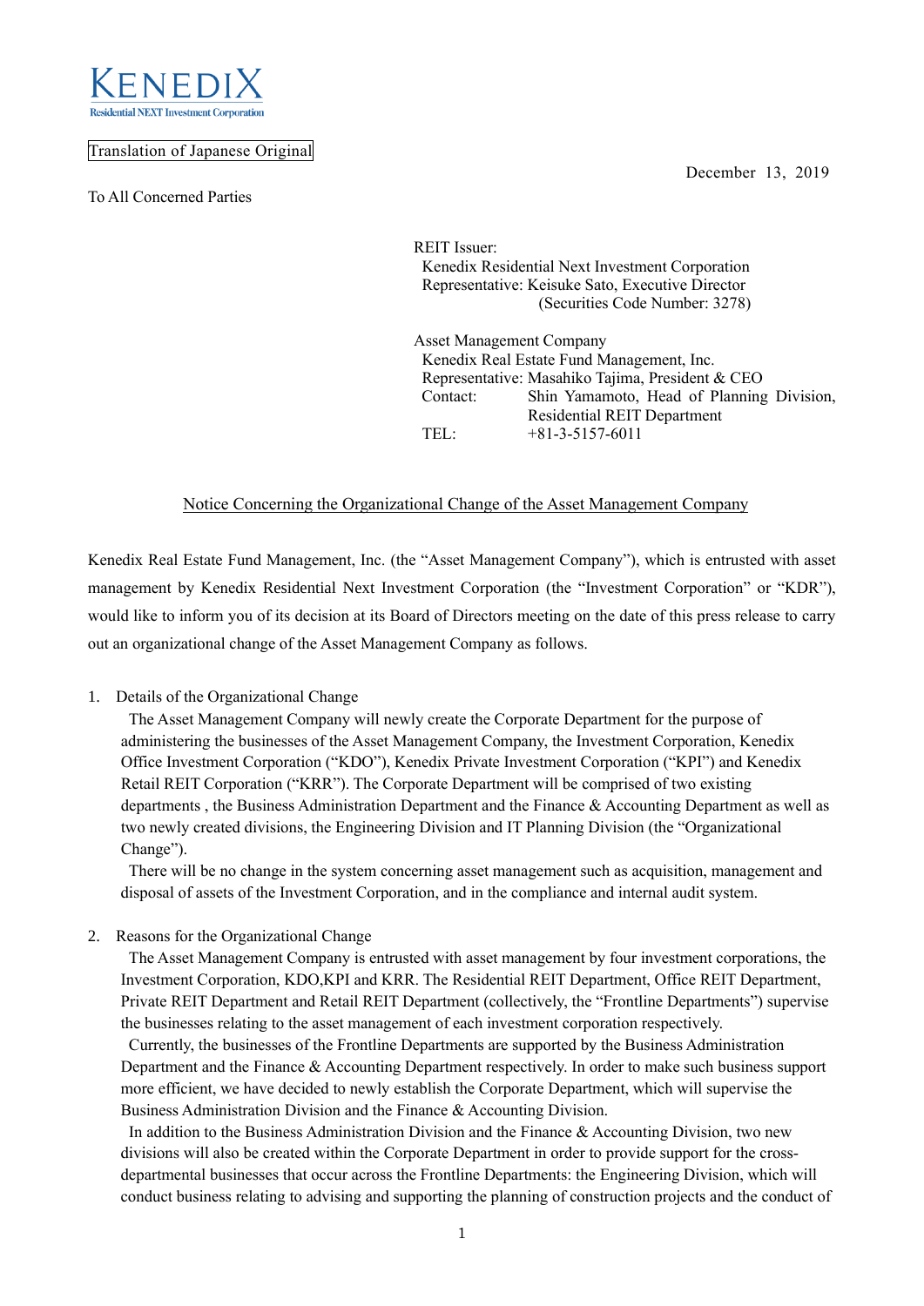KENEDIX
Residential NEXT Investment Corporation

Translation of Japanese Original

December 13, 2019

To All Concerned Parties

REIT Issuer:
Kenedix Residential Next Investment Corporation
Representative: Keisuke Sato, Executive Director
(Securities Code Number: 3278)

Asset Management Company
Kenedix Real Estate Fund Management, Inc.
Representative: Masahiko Tajima, President & CEO
Contact: Shin Yamamoto, Head of Planning Division, Residential REIT Department
TEL: +81-3-5157-6011

## Notice Concerning the Organizational Change of the Asset Management Company

Kenedix Real Estate Fund Management, Inc. (the "Asset Management Company"), which is entrusted with asset management by Kenedix Residential Next Investment Corporation (the "Investment Corporation" or "KDR"), would like to inform you of its decision at its Board of Directors meeting on the date of this press release to carry out an organizational change of the Asset Management Company as follows.

1. Details of the Organizational Change

   The Asset Management Company will newly create the Corporate Department for the purpose of administering the businesses of the Asset Management Company, the Investment Corporation, Kenedix Office Investment Corporation ("KDO"), Kenedix Private Investment Corporation ("KPI") and Kenedix Retail REIT Corporation ("KRR"). The Corporate Department will be comprised of two existing departments , the Business Administration Department and the Finance & Accounting Department as well as two newly created divisions, the Engineering Division and IT Planning Division (the "Organizational Change").

   There will be no change in the system concerning asset management such as acquisition, management and disposal of assets of the Investment Corporation, and in the compliance and internal audit system.

2. Reasons for the Organizational Change

   The Asset Management Company is entrusted with asset management by four investment corporations, the Investment Corporation, KDO,KPI and KRR. The Residential REIT Department, Office REIT Department, Private REIT Department and Retail REIT Department (collectively, the "Frontline Departments") supervise the businesses relating to the asset management of each investment corporation respectively.

   Currently, the businesses of the Frontline Departments are supported by the Business Administration Department and the Finance & Accounting Department respectively. In order to make such business support more efficient, we have decided to newly establish the Corporate Department, which will supervise the Business Administration Division and the Finance & Accounting Division.

   In addition to the Business Administration Division and the Finance & Accounting Division, two new divisions will also be created within the Corporate Department in order to provide support for the cross-departmental businesses that occur across the Frontline Departments: the Engineering Division, which will conduct business relating to advising and supporting the planning of construction projects and the conduct of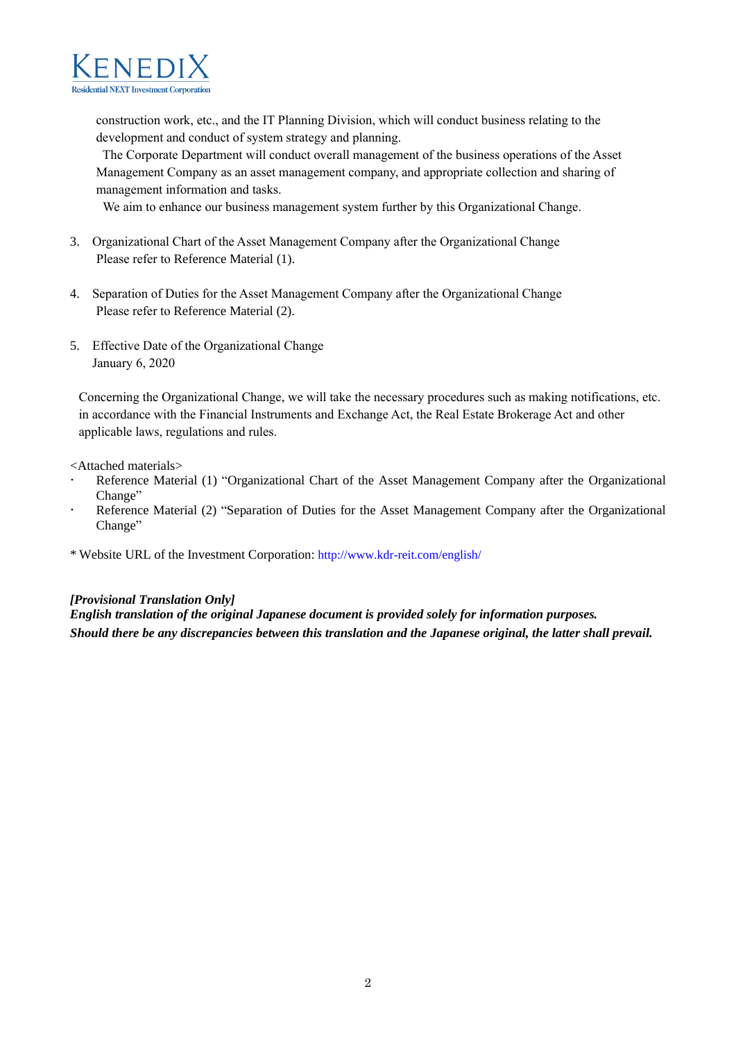construction work, etc., and the IT Planning Division, which will conduct business relating to the development and conduct of system strategy and planning.

The Corporate Department will conduct overall management of the business operations of the Asset Management Company as an asset management company, and appropriate collection and sharing of management information and tasks.

We aim to enhance our business management system further by this Organizational Change.

3. Organizational Chart of the Asset Management Company after the Organizational Change
   Please refer to Reference Material (1).

4. Separation of Duties for the Asset Management Company after the Organizational Change
   Please refer to Reference Material (2).

5. Effective Date of the Organizational Change
   January 6, 2020

Concerning the Organizational Change, we will take the necessary procedures such as making notifications, etc. in accordance with the Financial Instruments and Exchange Act, the Real Estate Brokerage Act and other applicable laws, regulations and rules.

<Attached materials>

- Reference Material (1) "Organizational Chart of the Asset Management Company after the Organizational Change"
- Reference Material (2) "Separation of Duties for the Asset Management Company after the Organizational Change"

* Website URL of the Investment Corporation: http://www.kdr-reit.com/english/

***[Provisional Translation Only]***
***English translation of the original Japanese document is provided solely for information purposes.***
***Should there be any discrepancies between this translation and the Japanese original, the latter shall prevail.***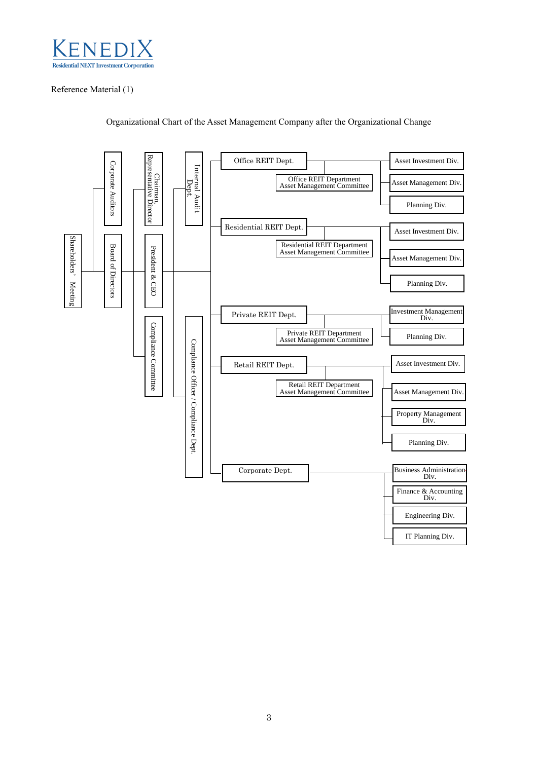Reference Material (1)

Organizational Chart of the Asset Management Company after the Organizational Change

- Shareholders' Meeting
  - Corporate Auditors
  - Board of Directors
    - Chairman, Representative Director
    - President & CEO
      - Internal Audit Dept.
      - Compliance Officer / Compliance Dept.
      - Office REIT Dept.
        - Office REIT Department Asset Management Committee
        - Asset Investment Div.
        - Asset Management Div.
        - Planning Div.
      - Residential REIT Dept.
        - Residential REIT Department Asset Management Committee
        - Asset Investment Div.
        - Asset Management Div.
        - Planning Div.
      - Private REIT Dept.
        - Private REIT Department Asset Management Committee
        - Investment Management Div.
        - Planning Div.
      - Retail REIT Dept.
        - Retail REIT Department Asset Management Committee
        - Asset Investment Div.
        - Asset Management Div.
        - Property Management Div.
        - Planning Div.
      - Corporate Dept.
        - Business Administration Div.
        - Finance & Accounting Div.
        - Engineering Div.
        - IT Planning Div.
    - Compliance Committee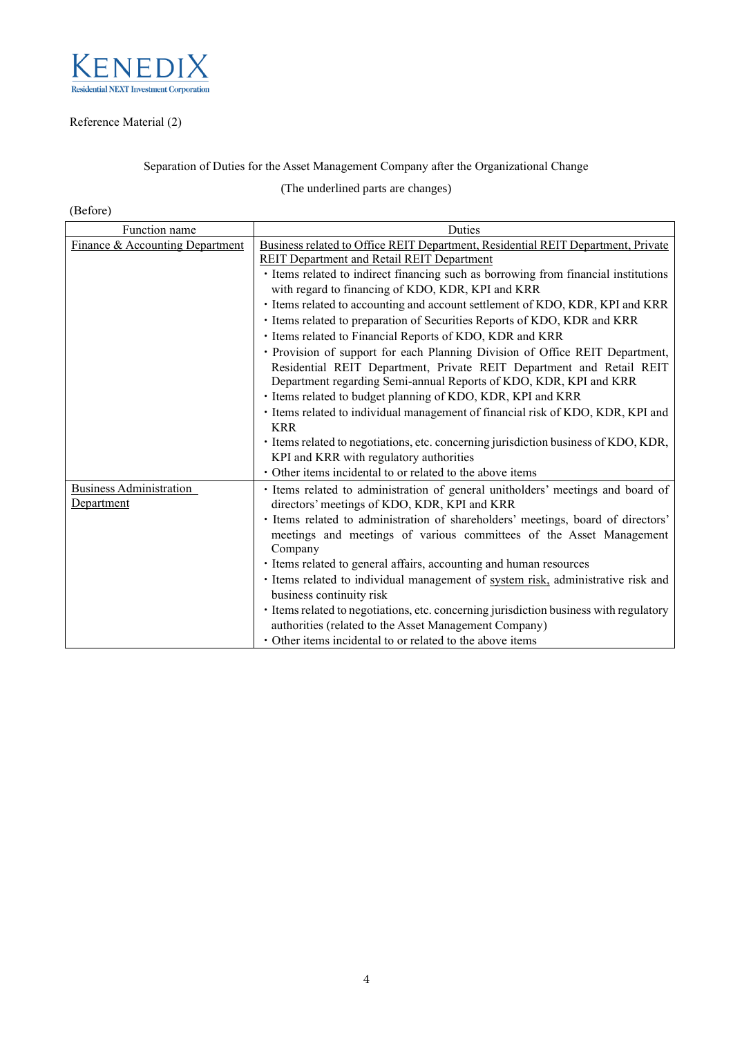Reference Material (2)

Separation of Duties for the Asset Management Company after the Organizational Change

(The underlined parts are changes)

(Before)

| Function name | Duties |
|---|---|
| <u>Finance & Accounting Department</u> | <u>Business related to Office REIT Department, Residential REIT Department, Private REIT Department and Retail REIT Department</u><br>・Items related to indirect financing such as borrowing from financial institutions with regard to financing of KDO, KDR, KPI and KRR<br>・Items related to accounting and account settlement of KDO, KDR, KPI and KRR<br>・Items related to preparation of Securities Reports of KDO, KDR and KRR<br>・Items related to Financial Reports of KDO, KDR and KRR<br>・Provision of support for each Planning Division of Office REIT Department, Residential REIT Department, Private REIT Department and Retail REIT Department regarding Semi-annual Reports of KDO, KDR, KPI and KRR<br>・Items related to budget planning of KDO, KDR, KPI and KRR<br>・Items related to individual management of financial risk of KDO, KDR, KPI and KRR<br>・Items related to negotiations, etc. concerning jurisdiction business of KDO, KDR, KPI and KRR with regulatory authorities<br>・Other items incidental to or related to the above items |
| <u>Business Administration Department</u> | ・Items related to administration of general unitholders' meetings and board of directors' meetings of KDO, KDR, KPI and KRR<br>・Items related to administration of shareholders' meetings, board of directors' meetings and meetings of various committees of the Asset Management Company<br>・Items related to general affairs, accounting and human resources<br>・Items related to individual management of <u>system risk,</u> administrative risk and business continuity risk<br>・Items related to negotiations, etc. concerning jurisdiction business with regulatory authorities (related to the Asset Management Company)<br>・Other items incidental to or related to the above items |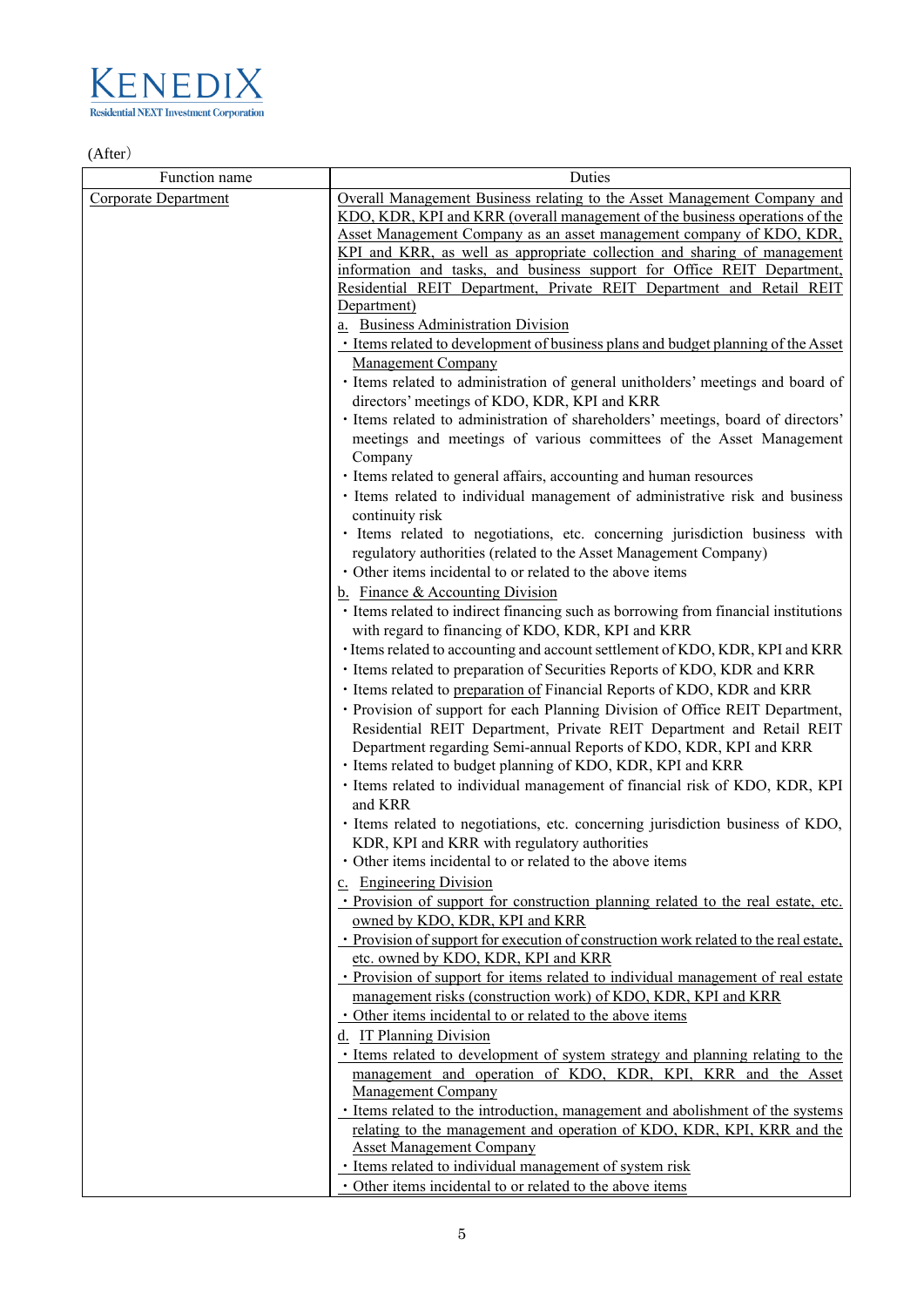(After)

| Function name | Duties |
|---|---|
| Corporate Department | Overall Management Business relating to the Asset Management Company and KDO, KDR, KPI and KRR (overall management of the business operations of the Asset Management Company as an asset management company of KDO, KDR, KPI and KRR, as well as appropriate collection and sharing of management information and tasks, and business support for Office REIT Department, Residential REIT Department, Private REIT Department and Retail REIT Department)<br>a. Business Administration Division<br>・Items related to development of business plans and budget planning of the Asset Management Company<br>・Items related to administration of general unitholders' meetings and board of directors' meetings of KDO, KDR, KPI and KRR<br>・Items related to administration of shareholders' meetings, board of directors' meetings and meetings of various committees of the Asset Management Company<br>・Items related to general affairs, accounting and human resources<br>・Items related to individual management of administrative risk and business continuity risk<br>・Items related to negotiations, etc. concerning jurisdiction business with regulatory authorities (related to the Asset Management Company)<br>・Other items incidental to or related to the above items<br>b. Finance & Accounting Division<br>・Items related to indirect financing such as borrowing from financial institutions with regard to financing of KDO, KDR, KPI and KRR<br>・Items related to accounting and account settlement of KDO, KDR, KPI and KRR<br>・Items related to preparation of Securities Reports of KDO, KDR and KRR<br>・Items related to preparation of Financial Reports of KDO, KDR and KRR<br>・Provision of support for each Planning Division of Office REIT Department, Residential REIT Department, Private REIT Department and Retail REIT Department regarding Semi-annual Reports of KDO, KDR, KPI and KRR<br>・Items related to budget planning of KDO, KDR, KPI and KRR<br>・Items related to individual management of financial risk of KDO, KDR, KPI and KRR<br>・Items related to negotiations, etc. concerning jurisdiction business of KDO, KDR, KPI and KRR with regulatory authorities<br>・Other items incidental to or related to the above items<br>c. Engineering Division<br>・Provision of support for construction planning related to the real estate, etc. owned by KDO, KDR, KPI and KRR<br>・Provision of support for execution of construction work related to the real estate, etc. owned by KDO, KDR, KPI and KRR<br>・Provision of support for items related to individual management of real estate management risks (construction work) of KDO, KDR, KPI and KRR<br>・Other items incidental to or related to the above items<br>d. IT Planning Division<br>・Items related to development of system strategy and planning relating to the management and operation of KDO, KDR, KPI, KRR and the Asset Management Company<br>・Items related to the introduction, management and abolishment of the systems relating to the management and operation of KDO, KDR, KPI, KRR and the Asset Management Company<br>・Items related to individual management of system risk<br>・Other items incidental to or related to the above items |